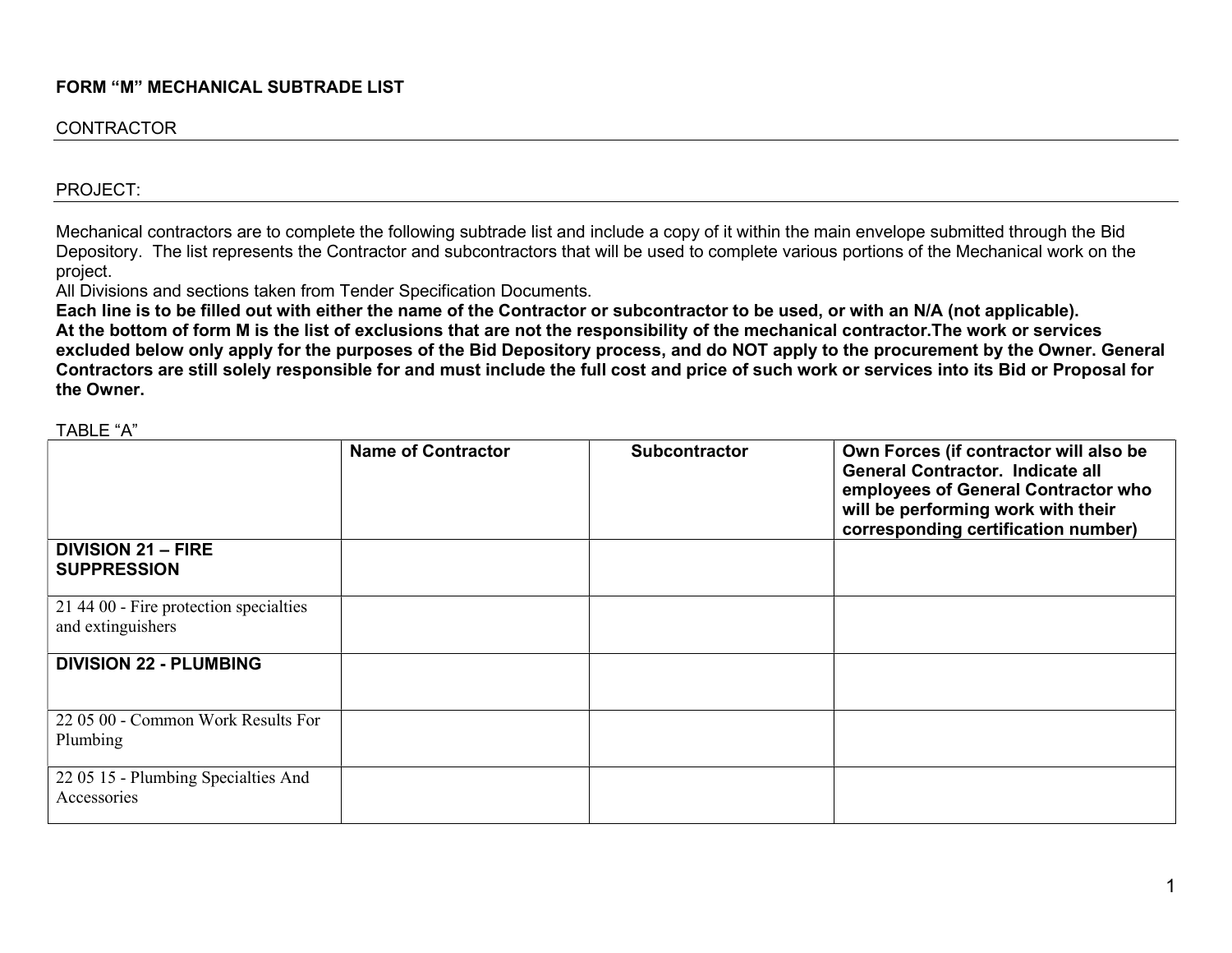# FORM "M" MECHANICAL SUBTRADE LIST

CONTRACTOR

PROJECT:

Mechanical contractors are to complete the following subtrade list and include a copy of it within the main envelope submitted through the Bid Depository. The list represents the Contractor and subcontractors that will be used to complete various portions of the Mechanical work on the project.

All Divisions and sections taken from Tender Specification Documents.

**Each line is to be filled out with either the name of the Contractor or subcontractor to be used, or with an N/A (not applicable).**

**At the bottom of form M is the list of exclusions that are not the responsibility of the mechanical contractor.The work or services excluded below only apply for the purposes of the Bid Depository process, and do NOT apply to the procurement by the Owner. General Contractors are still solely responsible for and must include the full cost and price of such work or services into its Bid or Proposal for the Owner.**

TABLE "A"

| | **Name of Contractor** | **Subcontractor** | **Own Forces (if contractor will also be General Contractor. Indicate all employees of General Contractor who will be performing work with their corresponding certification number)** |
|---|---|---|---|
| **DIVISION 21 – FIRE SUPPRESSION** | | | |
| 21 44 00 - Fire protection specialties and extinguishers | | | |
| **DIVISION 22 - PLUMBING** | | | |
| 22 05 00 - Common Work Results For Plumbing | | | |
| 22 05 15 - Plumbing Specialties And Accessories | | | |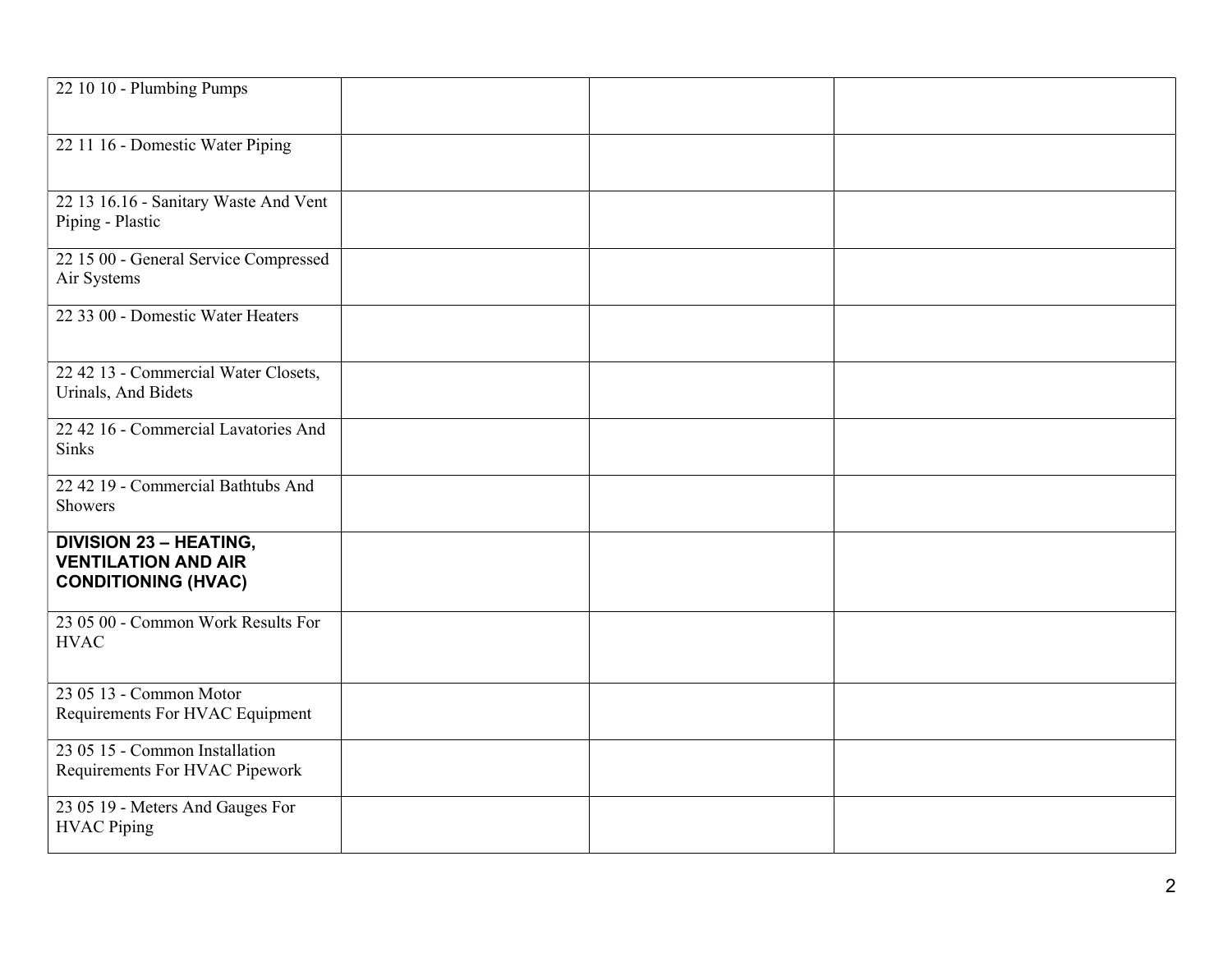| | | | |
|---|---|---|---|
| 22 10 10 - Plumbing Pumps | | | |
| 22 11 16 - Domestic Water Piping | | | |
| 22 13 16.16 - Sanitary Waste And Vent Piping - Plastic | | | |
| 22 15 00 - General Service Compressed Air Systems | | | |
| 22 33 00 - Domestic Water Heaters | | | |
| 22 42 13 - Commercial Water Closets, Urinals, And Bidets | | | |
| 22 42 16 - Commercial Lavatories And Sinks | | | |
| 22 42 19 - Commercial Bathtubs And Showers | | | |
| **DIVISION 23 – HEATING, VENTILATION AND AIR CONDITIONING (HVAC)** | | | |
| 23 05 00 - Common Work Results For HVAC | | | |
| 23 05 13 - Common Motor Requirements For HVAC Equipment | | | |
| 23 05 15 - Common Installation Requirements For HVAC Pipework | | | |
| 23 05 19 - Meters And Gauges For HVAC Piping | | | |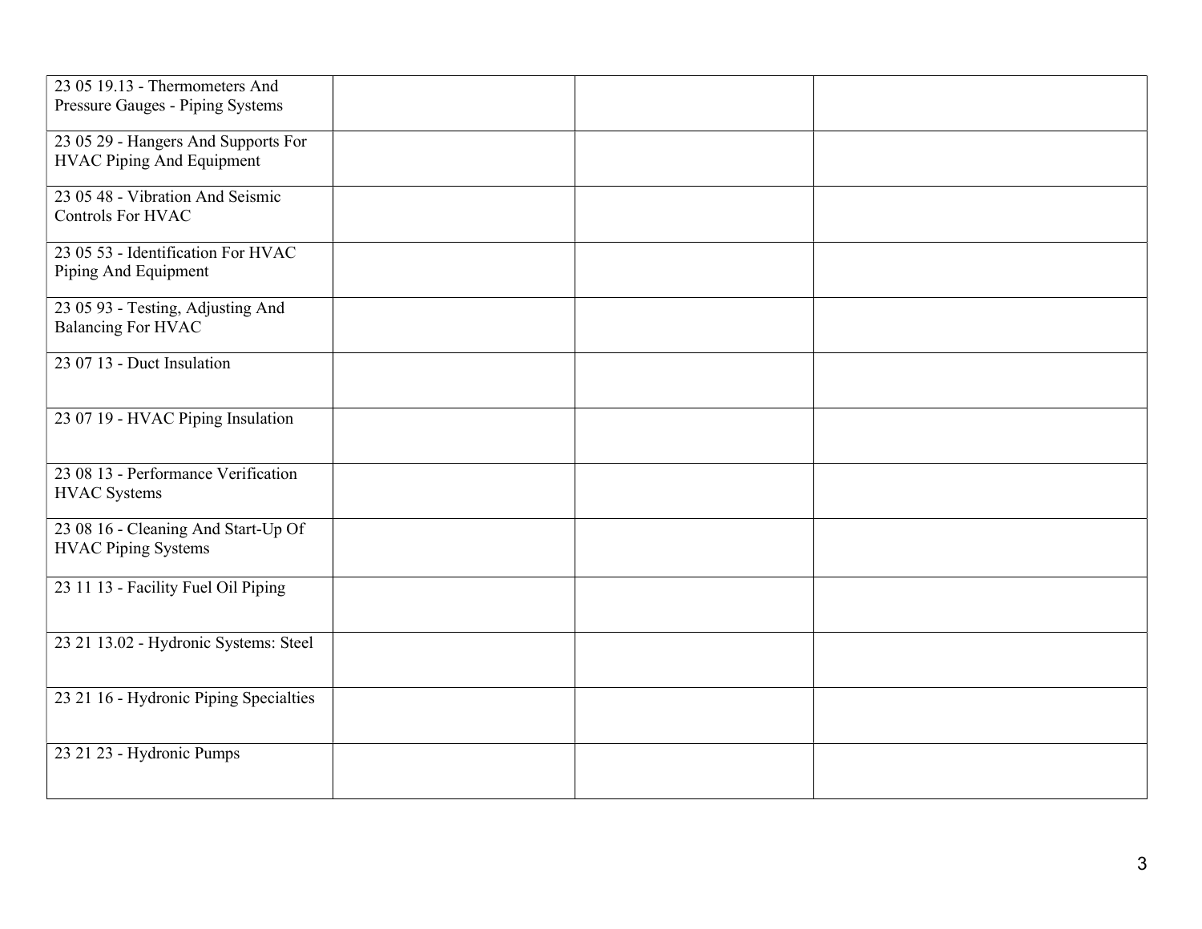| | | | |
|---|---|---|---|
| 23 05 19.13 - Thermometers And Pressure Gauges - Piping Systems | | | |
| 23 05 29 - Hangers And Supports For HVAC Piping And Equipment | | | |
| 23 05 48 - Vibration And Seismic Controls For HVAC | | | |
| 23 05 53 - Identification For HVAC Piping And Equipment | | | |
| 23 05 93 - Testing, Adjusting And Balancing For HVAC | | | |
| 23 07 13 - Duct Insulation | | | |
| 23 07 19 - HVAC Piping Insulation | | | |
| 23 08 13 - Performance Verification HVAC Systems | | | |
| 23 08 16 - Cleaning And Start-Up Of HVAC Piping Systems | | | |
| 23 11 13 - Facility Fuel Oil Piping | | | |
| 23 21 13.02 - Hydronic Systems: Steel | | | |
| 23 21 16 - Hydronic Piping Specialties | | | |
| 23 21 23 - Hydronic Pumps | | | |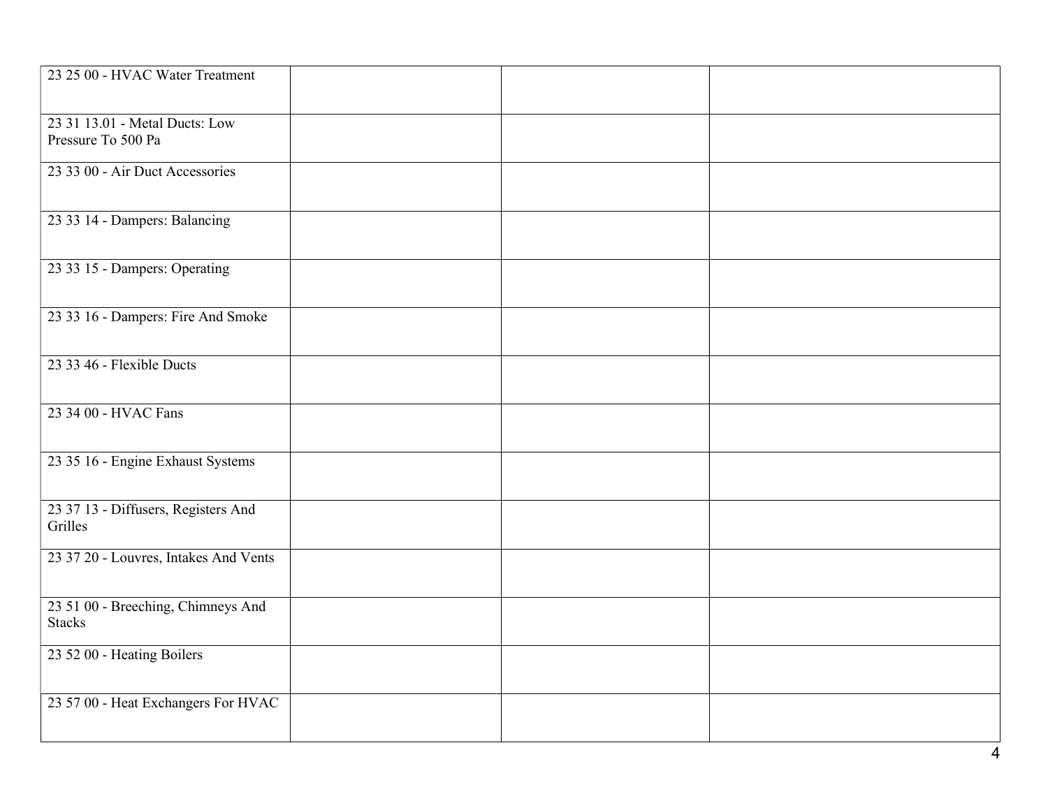| | | | |
|---|---|---|---|
| 23 25 00 - HVAC Water Treatment | | | |
| 23 31 13.01 - Metal Ducts: Low Pressure To 500 Pa | | | |
| 23 33 00 - Air Duct Accessories | | | |
| 23 33 14 - Dampers: Balancing | | | |
| 23 33 15 - Dampers: Operating | | | |
| 23 33 16 - Dampers: Fire And Smoke | | | |
| 23 33 46 - Flexible Ducts | | | |
| 23 34 00 - HVAC Fans | | | |
| 23 35 16 - Engine Exhaust Systems | | | |
| 23 37 13 - Diffusers, Registers And Grilles | | | |
| 23 37 20 - Louvres, Intakes And Vents | | | |
| 23 51 00 - Breeching, Chimneys And Stacks | | | |
| 23 52 00 - Heating Boilers | | | |
| 23 57 00 - Heat Exchangers For HVAC | | | |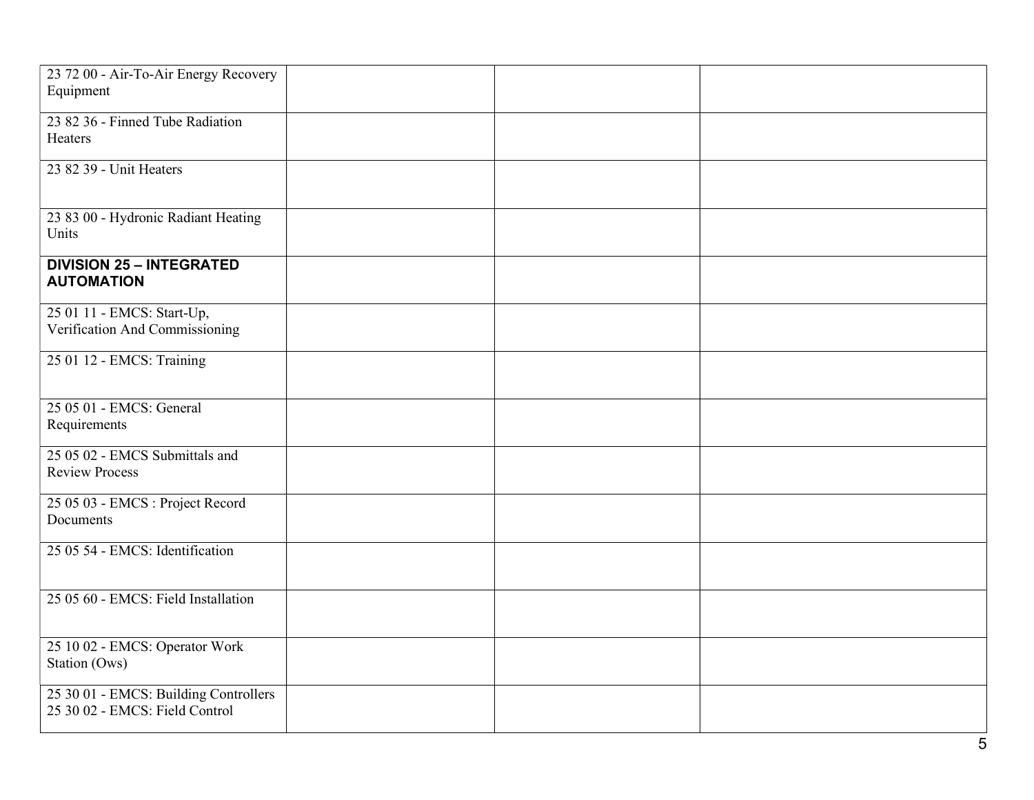| | | | |
|---|---|---|---|
| 23 72 00 - Air-To-Air Energy Recovery Equipment | | | |
| 23 82 36 - Finned Tube Radiation Heaters | | | |
| 23 82 39 - Unit Heaters | | | |
| 23 83 00 - Hydronic Radiant Heating Units | | | |
| **DIVISION 25 – INTEGRATED AUTOMATION** | | | |
| 25 01 11 - EMCS: Start-Up, Verification And Commissioning | | | |
| 25 01 12 - EMCS: Training | | | |
| 25 05 01 - EMCS: General Requirements | | | |
| 25 05 02 - EMCS Submittals and Review Process | | | |
| 25 05 03 - EMCS : Project Record Documents | | | |
| 25 05 54 - EMCS: Identification | | | |
| 25 05 60 - EMCS: Field Installation | | | |
| 25 10 02 - EMCS: Operator Work Station (Ows) | | | |
| 25 30 01 - EMCS: Building Controllers<br>25 30 02 - EMCS: Field Control | | | |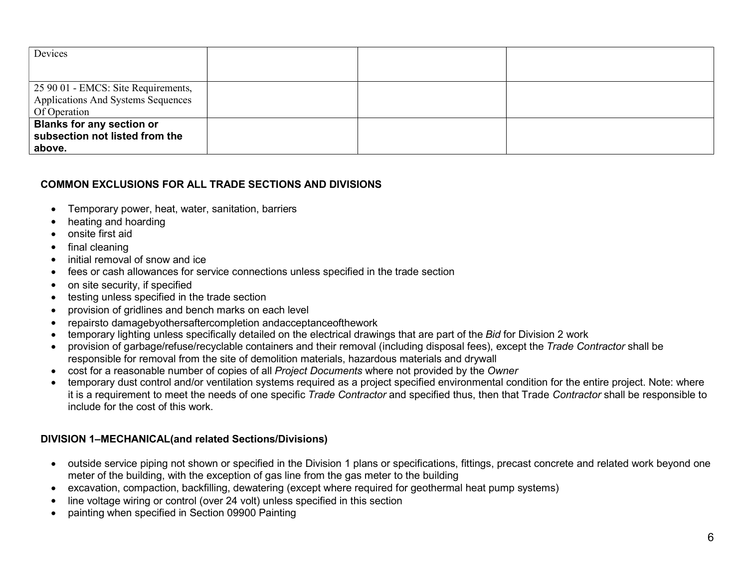| Devices | | | |
|---|---|---|---|
| 25 90 01 - EMCS: Site Requirements, Applications And Systems Sequences Of Operation | | | |
| **Blanks for any section or subsection not listed from the above.** | | | |

**COMMON EXCLUSIONS FOR ALL TRADE SECTIONS AND DIVISIONS**

- Temporary power, heat, water, sanitation, barriers
- heating and hoarding
- onsite first aid
- final cleaning
- initial removal of snow and ice
- fees or cash allowances for service connections unless specified in the trade section
- on site security, if specified
- testing unless specified in the trade section
- provision of gridlines and bench marks on each level
- repairsto damagebyothersaftercompletion andacceptanceofthework
- temporary lighting unless specifically detailed on the electrical drawings that are part of the *Bid* for Division 2 work
- provision of garbage/refuse/recyclable containers and their removal (including disposal fees), except the *Trade Contractor* shall be responsible for removal from the site of demolition materials, hazardous materials and drywall
- cost for a reasonable number of copies of all *Project Documents* where not provided by the *Owner*
- temporary dust control and/or ventilation systems required as a project specified environmental condition for the entire project. Note: where it is a requirement to meet the needs of one specific *Trade Contractor* and specified thus, then that Trade *Contractor* shall be responsible to include for the cost of this work.

**DIVISION 1–MECHANICAL(and related Sections/Divisions)**

- outside service piping not shown or specified in the Division 1 plans or specifications, fittings, precast concrete and related work beyond one meter of the building, with the exception of gas line from the gas meter to the building
- excavation, compaction, backfilling, dewatering (except where required for geothermal heat pump systems)
- line voltage wiring or control (over 24 volt) unless specified in this section
- painting when specified in Section 09900 Painting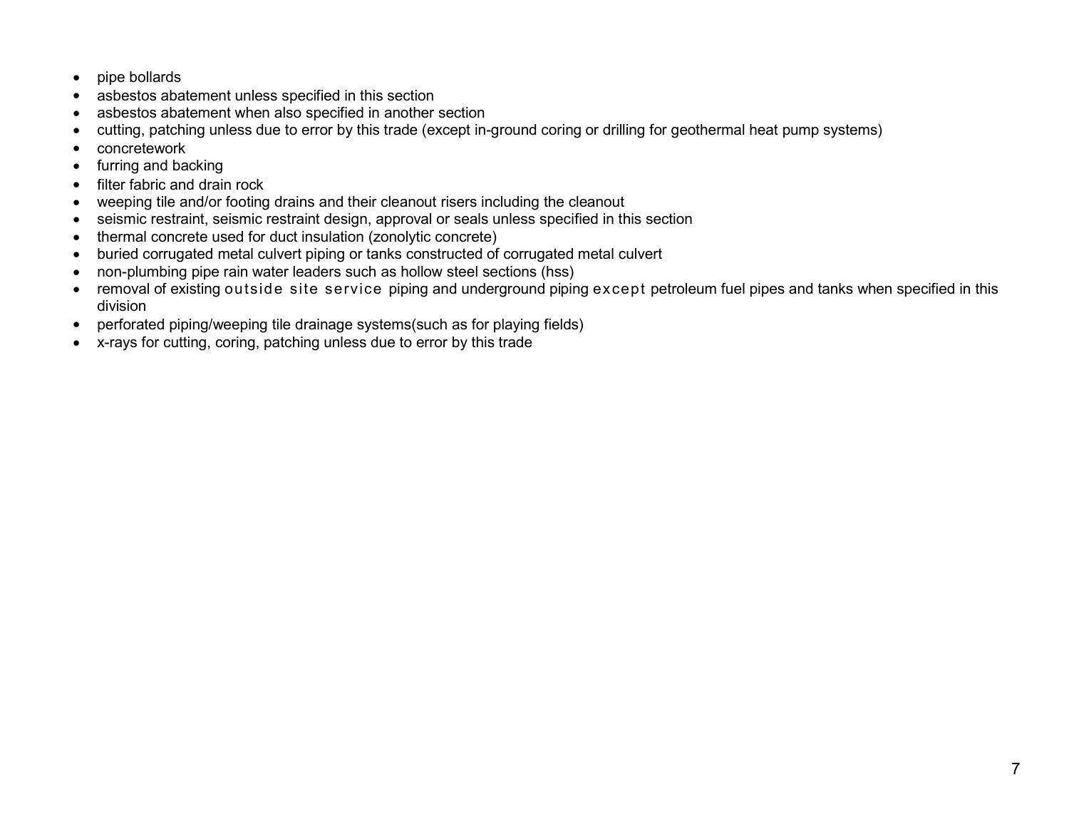- pipe bollards
- asbestos abatement unless specified in this section
- asbestos abatement when also specified in another section
- cutting, patching unless due to error by this trade (except in-ground coring or drilling for geothermal heat pump systems)
- concretework
- furring and backing
- filter fabric and drain rock
- weeping tile and/or footing drains and their cleanout risers including the cleanout
- seismic restraint, seismic restraint design, approval or seals unless specified in this section
- thermal concrete used for duct insulation (zonolytic concrete)
- buried corrugated metal culvert piping or tanks constructed of corrugated metal culvert
- non-plumbing pipe rain water leaders such as hollow steel sections (hss)
- removal of existing outside site service piping and underground piping except petroleum fuel pipes and tanks when specified in this division
- perforated piping/weeping tile drainage systems(such as for playing fields)
- x-rays for cutting, coring, patching unless due to error by this trade